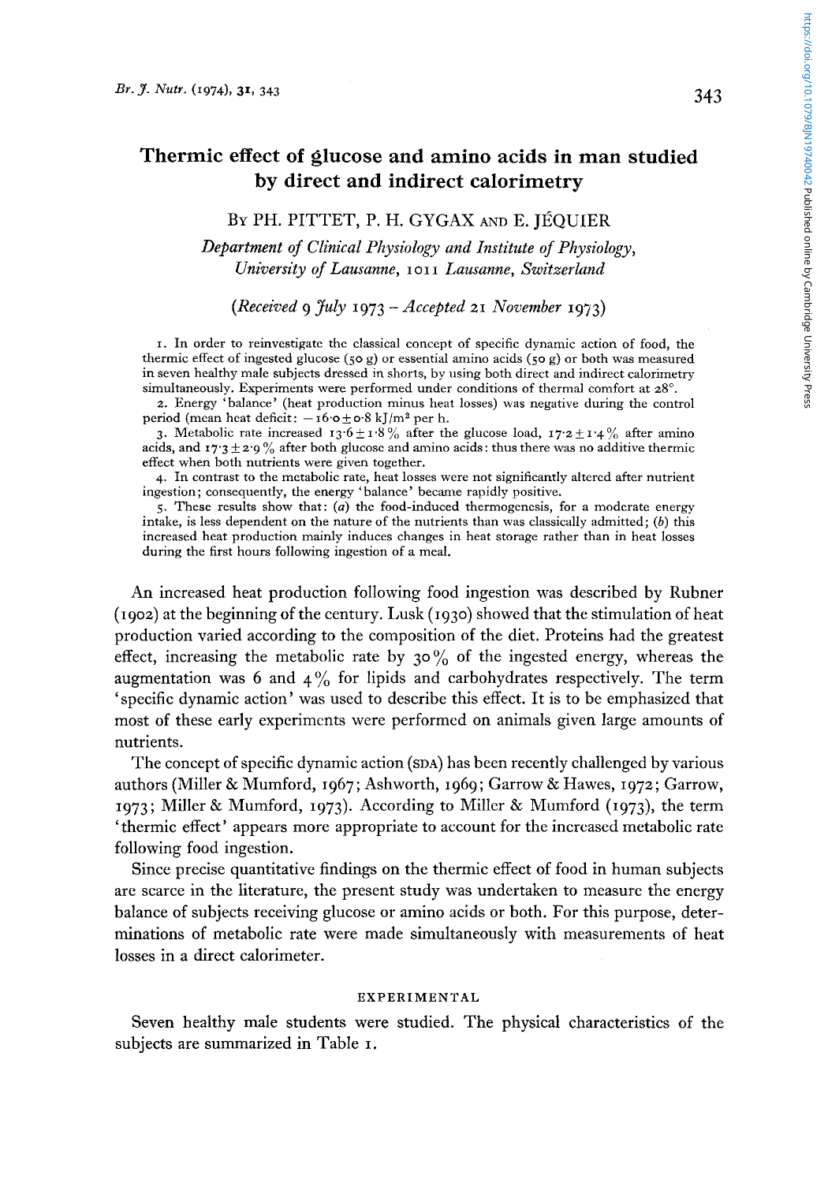# Thermic effect of glucose and amino acids in man studied by direct and indirect calorimetry

By PH. PITTET, P. H. GYGAX AND E. JÉQUIER

*Department of Clinical Physiology and Institute of Physiology, University of Lausanne, 1011 Lausanne, Switzerland*

*(Received 9 July 1973 – Accepted 21 November 1973)*

1. In order to reinvestigate the classical concept of specific dynamic action of food, the thermic effect of ingested glucose (50 g) or essential amino acids (50 g) or both was measured in seven healthy male subjects dressed in shorts, by using both direct and indirect calorimetry simultaneously. Experiments were performed under conditions of thermal comfort at 28°.

2. Energy 'balance' (heat production minus heat losses) was negative during the control period (mean heat deficit: $-16.0 \pm 0.8$ kJ/m² per h.

3. Metabolic rate increased $13.6 \pm 1.8$ % after the glucose load, $17.2 \pm 1.4$ % after amino acids, and $17.3 \pm 2.9$ % after both glucose and amino acids: thus there was no additive thermic effect when both nutrients were given together.

4. In contrast to the metabolic rate, heat losses were not significantly altered after nutrient ingestion; consequently, the energy 'balance' became rapidly positive.

5. These results show that: (*a*) the food-induced thermogenesis, for a moderate energy intake, is less dependent on the nature of the nutrients than was classically admitted; (*b*) this increased heat production mainly induces changes in heat storage rather than in heat losses during the first hours following ingestion of a meal.

An increased heat production following food ingestion was described by Rubner (1902) at the beginning of the century. Lusk (1930) showed that the stimulation of heat production varied according to the composition of the diet. Proteins had the greatest effect, increasing the metabolic rate by 30% of the ingested energy, whereas the augmentation was 6 and 4% for lipids and carbohydrates respectively. The term 'specific dynamic action' was used to describe this effect. It is to be emphasized that most of these early experiments were performed on animals given large amounts of nutrients.

The concept of specific dynamic action (SDA) has been recently challenged by various authors (Miller & Mumford, 1967; Ashworth, 1969; Garrow & Hawes, 1972; Garrow, 1973; Miller & Mumford, 1973). According to Miller & Mumford (1973), the term 'thermic effect' appears more appropriate to account for the increased metabolic rate following food ingestion.

Since precise quantitative findings on the thermic effect of food in human subjects are scarce in the literature, the present study was undertaken to measure the energy balance of subjects receiving glucose or amino acids or both. For this purpose, determinations of metabolic rate were made simultaneously with measurements of heat losses in a direct calorimeter.

## EXPERIMENTAL

Seven healthy male students were studied. The physical characteristics of the subjects are summarized in Table 1.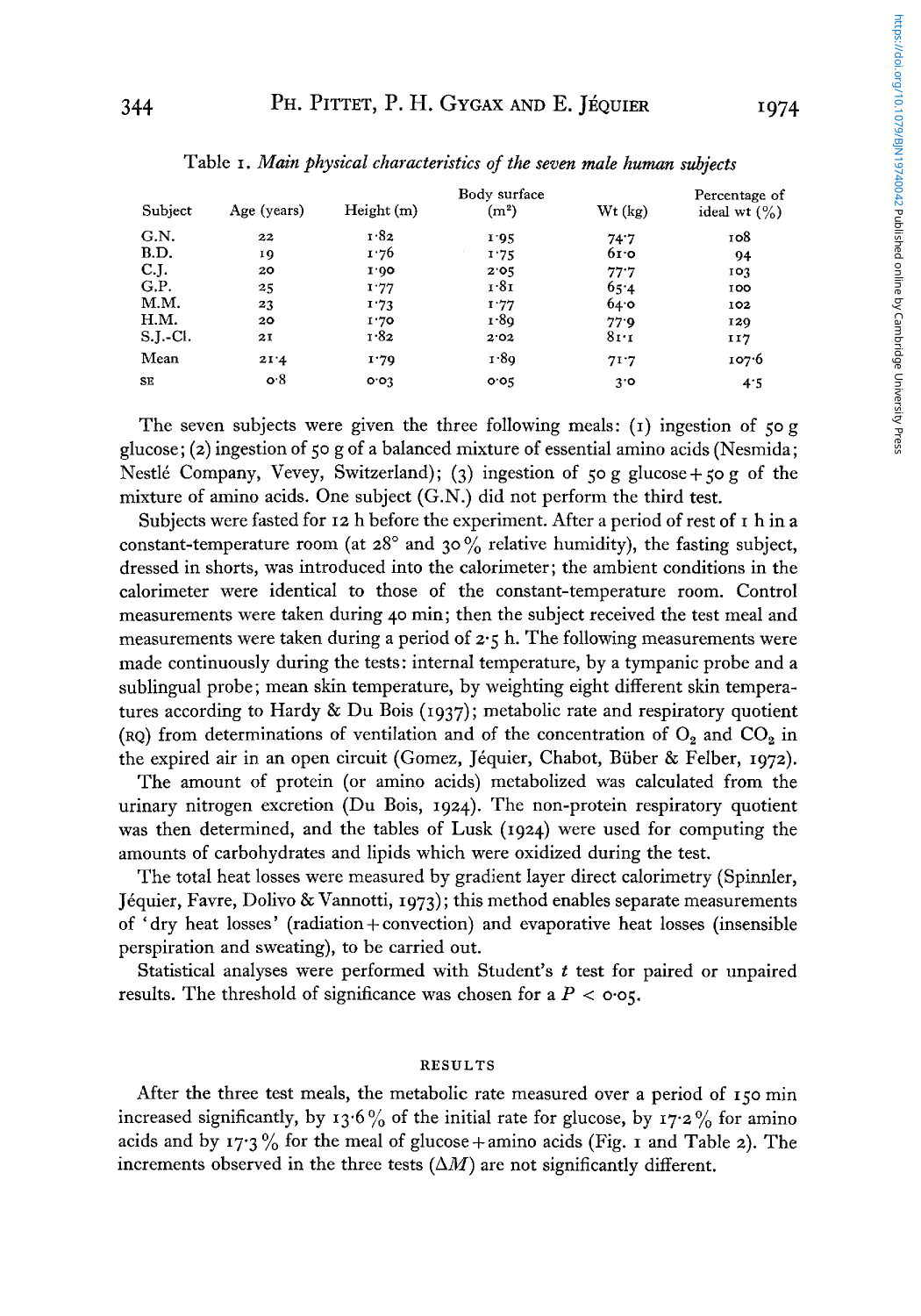Table 1. *Main physical characteristics of the seven male human subjects*

| Subject | Age (years) | Height (m) | Body surface ($m^2$) | Wt (kg) | Percentage of ideal wt (%) |
|---|---|---|---|---|---|
| G.N. | 22 | 1·82 | 1·95 | 74·7 | 108 |
| B.D. | 19 | 1·76 | 1·75 | 61·0 | 94 |
| C.J. | 20 | 1·90 | 2·05 | 77·7 | 103 |
| G.P. | 25 | 1·77 | 1·81 | 65·4 | 100 |
| M.M. | 23 | 1·73 | 1·77 | 64·0 | 102 |
| H.M. | 20 | 1·70 | 1·89 | 77·9 | 129 |
| S.J.-Cl. | 21 | 1·82 | 2·02 | 81·1 | 117 |
| Mean | 21·4 | 1·79 | 1·89 | 71·7 | 107·6 |
| SE | 0·8 | 0·03 | 0·05 | 3·0 | 4·5 |

The seven subjects were given the three following meals: (1) ingestion of 50 g glucose; (2) ingestion of 50 g of a balanced mixture of essential amino acids (Nesmida; Nestlé Company, Vevey, Switzerland); (3) ingestion of 50 g glucose + 50 g of the mixture of amino acids. One subject (G.N.) did not perform the third test.

Subjects were fasted for 12 h before the experiment. After a period of rest of 1 h in a constant-temperature room (at 28° and 30% relative humidity), the fasting subject, dressed in shorts, was introduced into the calorimeter; the ambient conditions in the calorimeter were identical to those of the constant-temperature room. Control measurements were taken during 40 min; then the subject received the test meal and measurements were taken during a period of 2·5 h. The following measurements were made continuously during the tests: internal temperature, by a tympanic probe and a sublingual probe; mean skin temperature, by weighting eight different skin temperatures according to Hardy & Du Bois (1937); metabolic rate and respiratory quotient (RQ) from determinations of ventilation and of the concentration of $O_2$ and $CO_2$ in the expired air in an open circuit (Gomez, Jéquier, Chabot, Büber & Felber, 1972).

The amount of protein (or amino acids) metabolized was calculated from the urinary nitrogen excretion (Du Bois, 1924). The non-protein respiratory quotient was then determined, and the tables of Lusk (1924) were used for computing the amounts of carbohydrates and lipids which were oxidized during the test.

The total heat losses were measured by gradient layer direct calorimetry (Spinnler, Jéquier, Favre, Dolivo & Vannotti, 1973); this method enables separate measurements of 'dry heat losses' (radiation + convection) and evaporative heat losses (insensible perspiration and sweating), to be carried out.

Statistical analyses were performed with Student's $t$ test for paired or unpaired results. The threshold of significance was chosen for a $P < 0.05$.

## RESULTS

After the three test meals, the metabolic rate measured over a period of 150 min increased significantly, by 13·6% of the initial rate for glucose, by 17·2% for amino acids and by 17·3% for the meal of glucose + amino acids (Fig. 1 and Table 2). The increments observed in the three tests ($\Delta M$) are not significantly different.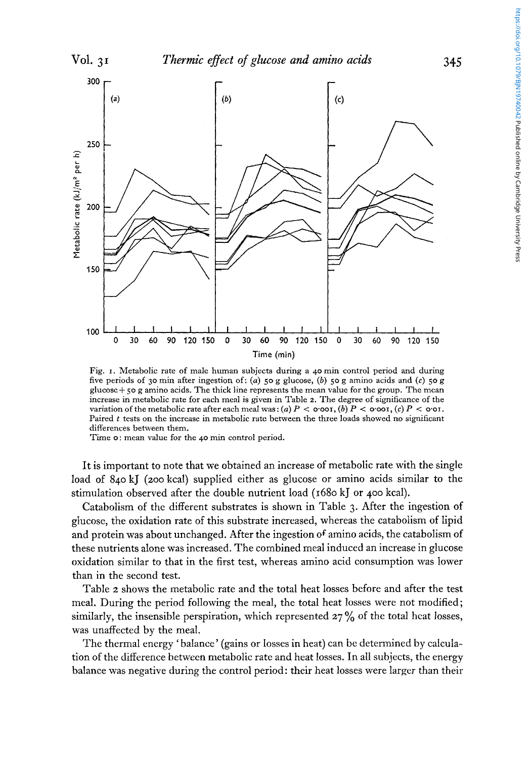Fig. 1. Metabolic rate of male human subjects during a 40 min control period and during five periods of 30 min after ingestion of: (*a*) 50 g glucose, (*b*) 50 g amino acids and (*c*) 50 g glucose + 50 g amino acids. The thick line represents the mean value for the group. The mean increase in metabolic rate for each meal is given in Table 2. The degree of significance of the variation of the metabolic rate after each meal was: (*a*) $P < 0.001$, (*b*) $P < 0.001$, (*c*) $P < 0.01$. Paired *t* tests on the increase in metabolic rate between the three loads showed no significant differences between them.

Time 0: mean value for the 40 min control period.

It is important to note that we obtained an increase of metabolic rate with the single load of 840 kJ (200 kcal) supplied either as glucose or amino acids similar to the stimulation observed after the double nutrient load (1680 kJ or 400 kcal).

Catabolism of the different substrates is shown in Table 3. After the ingestion of glucose, the oxidation rate of this substrate increased, whereas the catabolism of lipid and protein was about unchanged. After the ingestion of amino acids, the catabolism of these nutrients alone was increased. The combined meal induced an increase in glucose oxidation similar to that in the first test, whereas amino acid consumption was lower than in the second test.

Table 2 shows the metabolic rate and the total heat losses before and after the test meal. During the period following the meal, the total heat losses were not modified; similarly, the insensible perspiration, which represented 27 % of the total heat losses, was unaffected by the meal.

The thermal energy 'balance' (gains or losses in heat) can be determined by calculation of the difference between metabolic rate and heat losses. In all subjects, the energy balance was negative during the control period: their heat losses were larger than their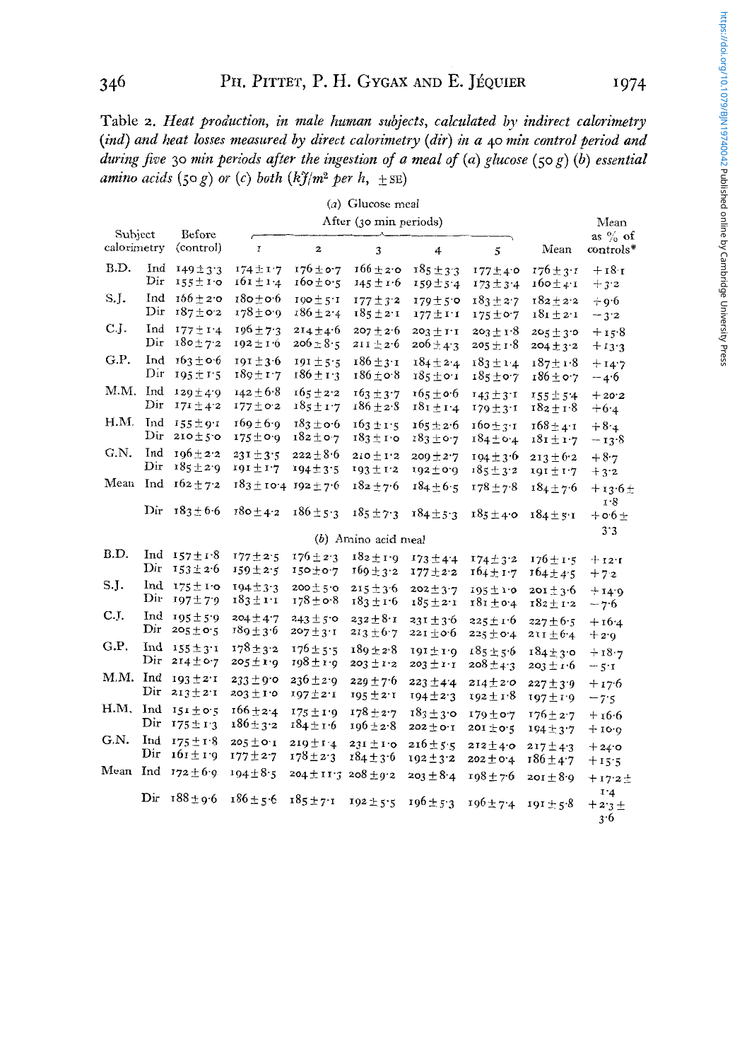Table 2. *Heat production, in male human subjects, calculated by indirect calorimetry (ind) and heat losses measured by direct calorimetry (dir) in a 40 min control period and during five 30 min periods after the ingestion of a meal of (a) glucose (50 g) (b) essential amino acids (50 g) or (c) both (kJ/m² per h, ± SE)*

| Subject | calorimetry | Before (control) | After (30 min periods) 1 | 2 | 3 | 4 | 5 | Mean | Mean as % of controls* |
|---|---|---|---|---|---|---|---|---|---|
| | | | | *(a) Glucose meal* | | | | | |
| B.D. | Ind | 149 ± 3·3 | 174 ± 1·7 | 176 ± 0·7 | 166 ± 2·0 | 185 ± 3·3 | 177 ± 4·0 | 176 ± 3·1 | +18·1 |
| | Dir | 155 ± 1·0 | 161 ± 1·4 | 160 ± 0·5 | 145 ± 1·6 | 159 ± 5·4 | 173 ± 3·4 | 160 ± 4·1 | +3·2 |
| S.J. | Ind | 166 ± 2·0 | 180 ± 0·6 | 190 ± 5·1 | 177 ± 3·2 | 179 ± 5·0 | 183 ± 2·7 | 182 ± 2·2 | +9·6 |
| | Dir | 187 ± 0·2 | 178 ± 0·9 | 186 ± 2·4 | 185 ± 2·1 | 177 ± 1·1 | 175 ± 0·7 | 181 ± 2·1 | −3·2 |
| C.J. | Ind | 177 ± 1·4 | 196 ± 7·3 | 214 ± 4·6 | 207 ± 2·6 | 203 ± 1·1 | 203 ± 1·8 | 205 ± 3·0 | +15·8 |
| | Dir | 180 ± 7·2 | 192 ± 1·6 | 206 ± 8·5 | 211 ± 2·6 | 206 ± 4·3 | 205 ± 1·8 | 204 ± 3·2 | +13·3 |
| G.P. | Ind | 163 ± 0·6 | 191 ± 3·6 | 191 ± 5·5 | 186 ± 3·1 | 184 ± 2·4 | 183 ± 1·4 | 187 ± 1·8 | +14·7 |
| | Dir | 195 ± 1·5 | 189 ± 1·7 | 186 ± 1·3 | 186 ± 0·8 | 185 ± 0·1 | 185 ± 0·7 | 186 ± 0·7 | −4·6 |
| M.M. | Ind | 129 ± 4·9 | 142 ± 6·8 | 165 ± 2·2 | 163 ± 3·7 | 165 ± 0·6 | 143 ± 3·1 | 155 ± 5·4 | +20·2 |
| | Dir | 171 ± 4·2 | 177 ± 0·2 | 185 ± 1·7 | 186 ± 2·8 | 181 ± 1·4 | 179 ± 3·1 | 182 ± 1·8 | +6·4 |
| H.M. | Ind | 155 ± 9·1 | 169 ± 6·9 | 183 ± 0·6 | 163 ± 1·5 | 165 ± 2·6 | 160 ± 3·1 | 168 ± 4·1 | +8·4 |
| | Dir | 210 ± 5·0 | 175 ± 0·9 | 182 ± 0·7 | 183 ± 1·0 | 183 ± 0·7 | 184 ± 0·4 | 181 ± 1·7 | −13·8 |
| G.N. | Ind | 196 ± 2·2 | 231 ± 3·5 | 222 ± 8·6 | 210 ± 1·2 | 209 ± 2·7 | 194 ± 3·6 | 213 ± 6·2 | +8·7 |
| | Dir | 185 ± 2·9 | 191 ± 1·7 | 194 ± 3·5 | 193 ± 1·2 | 192 ± 0·9 | 185 ± 3·2 | 191 ± 1·7 | +3·2 |
| Mean | Ind | 162 ± 7·2 | 183 ± 10·4 | 192 ± 7·6 | 182 ± 7·6 | 184 ± 6·5 | 178 ± 7·8 | 184 ± 7·6 | +13·6 ± 1·8 |
| | Dir | 183 ± 6·6 | 180 ± 4·2 | 186 ± 5·3 | 185 ± 7·3 | 184 ± 5·3 | 185 ± 4·0 | 184 ± 5·1 | +0·6 ± 3·3 |
| | | | | *(b) Amino acid meal* | | | | | |
| B.D. | Ind | 157 ± 1·8 | 177 ± 2·5 | 176 ± 2·3 | 182 ± 1·9 | 173 ± 4·4 | 174 ± 3·2 | 176 ± 1·5 | +12·1 |
| | Dir | 153 ± 2·6 | 159 ± 2·5 | 150 ± 0·7 | 169 ± 3·2 | 177 ± 2·2 | 164 ± 1·7 | 164 ± 4·5 | +7·2 |
| S.J. | Ind | 175 ± 1·0 | 194 ± 3·3 | 200 ± 5·0 | 215 ± 3·6 | 202 ± 3·7 | 195 ± 1·0 | 201 ± 3·6 | +14·9 |
| | Dir | 197 ± 7·9 | 183 ± 1·1 | 178 ± 0·8 | 183 ± 1·6 | 185 ± 2·1 | 181 ± 0·4 | 182 ± 1·2 | −7·6 |
| C.J. | Ind | 195 ± 5·9 | 204 ± 4·7 | 243 ± 5·0 | 232 ± 8·1 | 231 ± 3·6 | 225 ± 1·6 | 227 ± 6·5 | +16·4 |
| | Dir | 205 ± 0·5 | 189 ± 3·6 | 207 ± 3·1 | 213 ± 6·7 | 221 ± 0·6 | 225 ± 0·4 | 211 ± 6·4 | +2·9 |
| G.P. | Ind | 155 ± 3·1 | 178 ± 3·2 | 176 ± 5·5 | 189 ± 2·8 | 191 ± 1·9 | 185 ± 5·6 | 184 ± 3·0 | +18·7 |
| | Dir | 214 ± 0·7 | 205 ± 1·9 | 198 ± 1·9 | 203 ± 1·2 | 203 ± 1·1 | 208 ± 4·3 | 203 ± 1·6 | −5·1 |
| M.M. | Ind | 193 ± 2·1 | 233 ± 9·0 | 236 ± 2·9 | 229 ± 7·6 | 223 ± 4·4 | 214 ± 2·0 | 227 ± 3·9 | +17·6 |
| | Dir | 213 ± 2·1 | 203 ± 1·0 | 197 ± 2·1 | 195 ± 2·1 | 194 ± 2·3 | 192 ± 1·8 | 197 ± 1·9 | −7·5 |
| H.M. | Ind | 151 ± 0·5 | 166 ± 2·4 | 175 ± 1·9 | 178 ± 2·7 | 183 ± 3·0 | 179 ± 0·7 | 176 ± 2·7 | +16·6 |
| | Dir | 175 ± 1·3 | 186 ± 3·2 | 184 ± 1·6 | 196 ± 2·8 | 202 ± 0·1 | 201 ± 0·5 | 194 ± 3·7 | +10·9 |
| G.N. | Ind | 175 ± 1·8 | 205 ± 0·1 | 219 ± 1·4 | 231 ± 1·0 | 216 ± 5·5 | 212 ± 4·0 | 217 ± 4·3 | +24·0 |
| | Dir | 161 ± 1·9 | 177 ± 2·7 | 178 ± 2·3 | 184 ± 3·6 | 192 ± 3·2 | 202 ± 0·4 | 186 ± 4·7 | +15·5 |
| Mean | Ind | 172 ± 6·9 | 194 ± 8·5 | 204 ± 11·3 | 208 ± 9·2 | 203 ± 8·4 | 198 ± 7·6 | 201 ± 8·9 | +17·2 ± 1·4 |
| | Dir | 188 ± 9·6 | 186 ± 5·6 | 185 ± 7·1 | 192 ± 5·5 | 196 ± 5·3 | 196 ± 7·4 | 191 ± 5·8 | +2·3 ± 3·6 |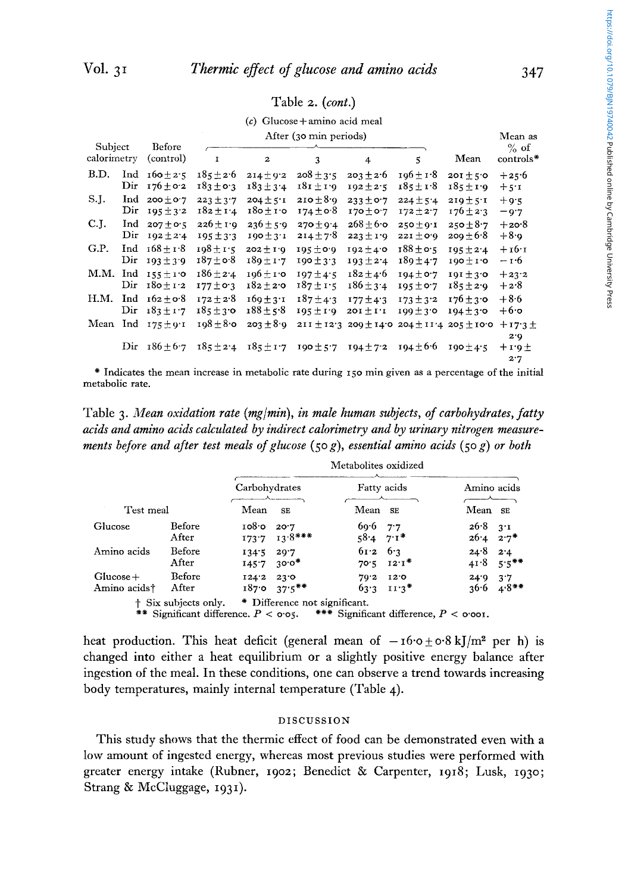Table 2. (*cont.*)

(*c*) Glucose + amino acid meal

| Subject | calorimetry | Before (control) | After (30 min periods) 1 | 2 | 3 | 4 | 5 | Mean | Mean as % of controls* |
|---|---|---|---|---|---|---|---|---|---|
| B.D. | Ind | 160 ± 2·5 | 185 ± 2·6 | 214 ± 9·2 | 208 ± 3·5 | 203 ± 2·6 | 196 ± 1·8 | 201 ± 5·0 | +25·6 |
| | Dir | 176 ± 0·2 | 183 ± 0·3 | 183 ± 3·4 | 181 ± 1·9 | 192 ± 2·5 | 185 ± 1·8 | 185 ± 1·9 | +5·1 |
| S.J. | Ind | 200 ± 0·7 | 223 ± 3·7 | 204 ± 5·1 | 210 ± 8·9 | 233 ± 0·7 | 224 ± 5·4 | 219 ± 5·1 | +9·5 |
| | Dir | 195 ± 3·2 | 182 ± 1·4 | 180 ± 1·0 | 174 ± 0·8 | 170 ± 0·7 | 172 ± 2·7 | 176 ± 2·3 | −9·7 |
| C.J. | Ind | 207 ± 0·5 | 226 ± 1·9 | 236 ± 5·9 | 270 ± 9·4 | 268 ± 6·0 | 250 ± 9·1 | 250 ± 8·7 | +20·8 |
| | Dir | 192 ± 2·4 | 195 ± 3·3 | 190 ± 3·1 | 214 ± 7·8 | 223 ± 1·9 | 221 ± 0·9 | 209 ± 6·8 | +8·9 |
| G.P. | Ind | 168 ± 1·8 | 198 ± 1·5 | 202 ± 1·9 | 195 ± 0·9 | 192 ± 4·0 | 188 ± 0·5 | 195 ± 2·4 | +16·1 |
| | Dir | 193 ± 3·9 | 187 ± 0·8 | 189 ± 1·7 | 190 ± 3·3 | 193 ± 2·4 | 189 ± 4·7 | 190 ± 1·0 | −1·6 |
| M.M. | Ind | 155 ± 1·0 | 186 ± 2·4 | 196 ± 1·0 | 197 ± 4·5 | 182 ± 4·6 | 194 ± 0·7 | 191 ± 3·0 | +23·2 |
| | Dir | 180 ± 1·2 | 177 ± 0·3 | 182 ± 2·0 | 187 ± 1·5 | 186 ± 3·4 | 195 ± 0·7 | 185 ± 2·9 | +2·8 |
| H.M. | Ind | 162 ± 0·8 | 172 ± 2·8 | 169 ± 3·1 | 187 ± 4·3 | 177 ± 4·3 | 173 ± 3·2 | 176 ± 3·0 | +8·6 |
| | Dir | 183 ± 1·7 | 185 ± 3·0 | 188 ± 5·8 | 195 ± 1·9 | 201 ± 1·1 | 199 ± 3·0 | 194 ± 3·0 | +6·0 |
| Mean | Ind | 175 ± 9·1 | 198 ± 8·0 | 203 ± 8·9 | 211 ± 12·3 | 209 ± 14·0 | 204 ± 11·4 | 205 ± 10·0 | +17·3 ± 2·9 |
| | Dir | 186 ± 6·7 | 185 ± 2·4 | 185 ± 1·7 | 190 ± 5·7 | 194 ± 7·2 | 194 ± 6·6 | 190 ± 4·5 | +1·9 ± 2·7 |

\* Indicates the mean increase in metabolic rate during 150 min given as a percentage of the initial metabolic rate.

Table 3. *Mean oxidation rate (mg/min), in male human subjects, of carbohydrates, fatty acids and amino acids calculated by indirect calorimetry and by urinary nitrogen measurements before and after test meals of glucose (50 g), essential amino acids (50 g) or both*

| Test meal | | Carbohydrates Mean | SE | Fatty acids Mean | SE | Amino acids Mean | SE |
|---|---|---|---|---|---|---|---|
| Glucose | Before | 108·0 | 20·7 | 69·6 | 7·7 | 26·8 | 3·1 |
| | After | 173·7 | 13·8*** | 58·4 | 7·1* | 26·4 | 2·7* |
| Amino acids | Before | 134·5 | 29·7 | 61·2 | 6·3 | 24·8 | 2·4 |
| | After | 145·7 | 30·0* | 70·5 | 12·1* | 41·8 | 5·5** |
| Glucose + Amino acids† | Before | 124·2 | 23·0 | 79·2 | 12·0 | 24·9 | 3·7 |
| | After | 187·0 | 37·5** | 63·3 | 11·3* | 36·6 | 4·8** |

† Six subjects only. * Difference not significant.
** Significant difference. $P < 0.05$. *** Significant difference, $P < 0.001$.

heat production. This heat deficit (general mean of $-16.0 \pm 0.8$ kJ/m² per h) is changed into either a heat equilibrium or a slightly positive energy balance after ingestion of the meal. In these conditions, one can observe a trend towards increasing body temperatures, mainly internal temperature (Table 4).

## DISCUSSION

This study shows that the thermic effect of food can be demonstrated even with a low amount of ingested energy, whereas most previous studies were performed with greater energy intake (Rubner, 1902; Benedict & Carpenter, 1918; Lusk, 1930; Strang & McCluggage, 1931).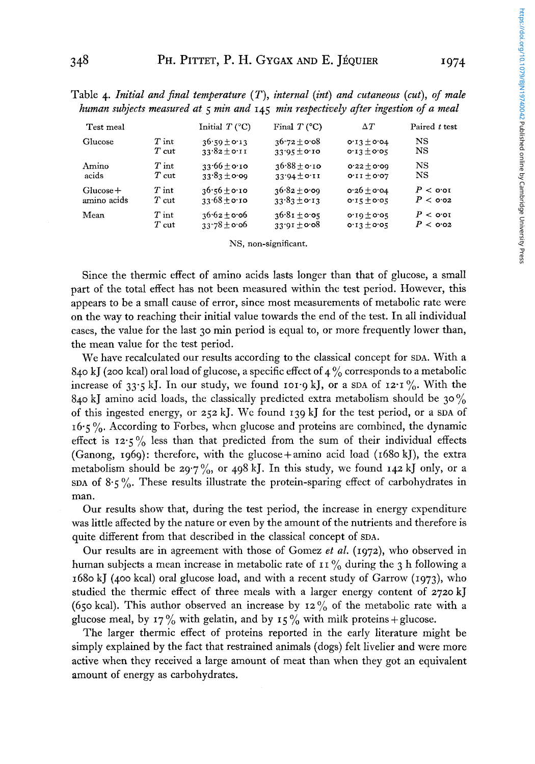Table 4. *Initial and final temperature (T), internal (int) and cutaneous (cut), of male human subjects measured at 5 min and 145 min respectively after ingestion of a meal*

| Test meal | | Initial $T$ (°C) | Final $T$ (°C) | $\Delta T$ | Paired $t$ test |
|---|---|---|---|---|---|
| Glucose | $T$ int | 36·59 ± 0·13 | 36·72 ± 0·08 | 0·13 ± 0·04 | NS |
| | $T$ cut | 33·82 ± 0·11 | 33·95 ± 0·10 | 0·13 ± 0·05 | NS |
| Amino acids | $T$ int | 33·66 ± 0·10 | 36·88 ± 0·10 | 0·22 ± 0·09 | NS |
| | $T$ cut | 33·83 ± 0·09 | 33·94 ± 0·11 | 0·11 ± 0·07 | NS |
| Glucose + amino acids | $T$ int | 36·56 ± 0·10 | 36·82 ± 0·09 | 0·26 ± 0·04 | $P < 0·01$ |
| | $T$ cut | 33·68 ± 0·10 | 33·83 ± 0·13 | 0·15 ± 0·05 | $P < 0·02$ |
| Mean | $T$ int | 36·62 ± 0·06 | 36·81 ± 0·05 | 0·19 ± 0·05 | $P < 0·01$ |
| | $T$ cut | 33·78 ± 0·06 | 33·91 ± 0·08 | 0·13 ± 0·05 | $P < 0·02$ |

NS, non-significant.

Since the thermic effect of amino acids lasts longer than that of glucose, a small part of the total effect has not been measured within the test period. However, this appears to be a small cause of error, since most measurements of metabolic rate were on the way to reaching their initial value towards the end of the test. In all individual cases, the value for the last 30 min period is equal to, or more frequently lower than, the mean value for the test period.

We have recalculated our results according to the classical concept for SDA. With a 840 kJ (200 kcal) oral load of glucose, a specific effect of 4 % corresponds to a metabolic increase of 33·5 kJ. In our study, we found 101·9 kJ, or a SDA of 12·1 %. With the 840 kJ amino acid loads, the classically predicted extra metabolism should be 30 % of this ingested energy, or 252 kJ. We found 139 kJ for the test period, or a SDA of 16·5 %. According to Forbes, when glucose and proteins are combined, the dynamic effect is 12·5 % less than that predicted from the sum of their individual effects (Ganong, 1969): therefore, with the glucose + amino acid load (1680 kJ), the extra metabolism should be 29·7 %, or 498 kJ. In this study, we found 142 kJ only, or a SDA of 8·5 %. These results illustrate the protein-sparing effect of carbohydrates in man.

Our results show that, during the test period, the increase in energy expenditure was little affected by the nature or even by the amount of the nutrients and therefore is quite different from that described in the classical concept of SDA.

Our results are in agreement with those of Gomez *et al.* (1972), who observed in human subjects a mean increase in metabolic rate of 11 % during the 3 h following a 1680 kJ (400 kcal) oral glucose load, and with a recent study of Garrow (1973), who studied the thermic effect of three meals with a larger energy content of 2720 kJ (650 kcal). This author observed an increase by 12 % of the metabolic rate with a glucose meal, by 17 % with gelatin, and by 15 % with milk proteins + glucose.

The larger thermic effect of proteins reported in the early literature might be simply explained by the fact that restrained animals (dogs) felt livelier and were more active when they received a large amount of meat than when they got an equivalent amount of energy as carbohydrates.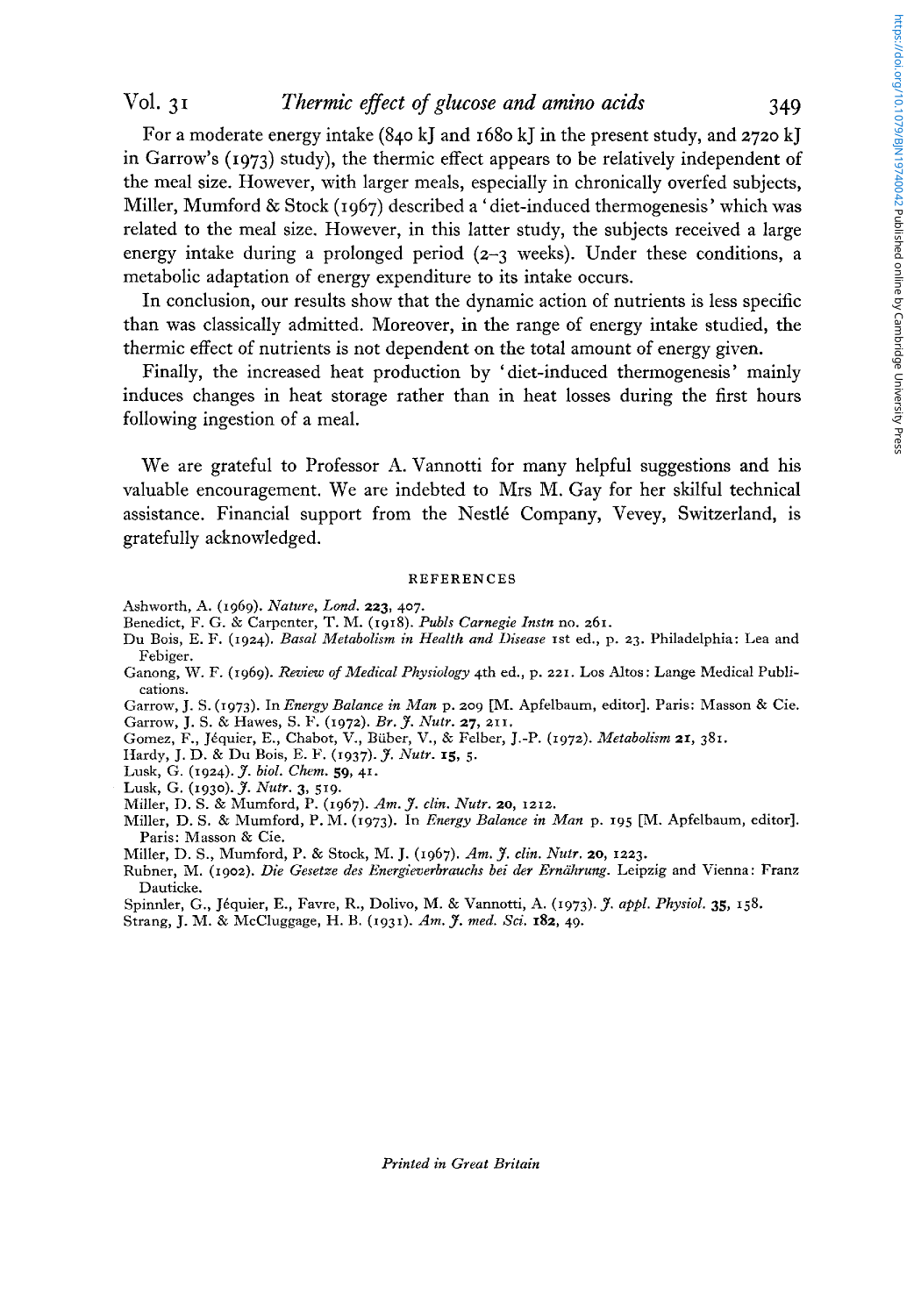For a moderate energy intake (840 kJ and 1680 kJ in the present study, and 2720 kJ in Garrow's (1973) study), the thermic effect appears to be relatively independent of the meal size. However, with larger meals, especially in chronically overfed subjects, Miller, Mumford & Stock (1967) described a 'diet-induced thermogenesis' which was related to the meal size. However, in this latter study, the subjects received a large energy intake during a prolonged period (2–3 weeks). Under these conditions, a metabolic adaptation of energy expenditure to its intake occurs.

In conclusion, our results show that the dynamic action of nutrients is less specific than was classically admitted. Moreover, in the range of energy intake studied, the thermic effect of nutrients is not dependent on the total amount of energy given.

Finally, the increased heat production by 'diet-induced thermogenesis' mainly induces changes in heat storage rather than in heat losses during the first hours following ingestion of a meal.

We are grateful to Professor A. Vannotti for many helpful suggestions and his valuable encouragement. We are indebted to Mrs M. Gay for her skilful technical assistance. Financial support from the Nestlé Company, Vevey, Switzerland, is gratefully acknowledged.

## REFERENCES

Ashworth, A. (1969). *Nature, Lond.* **223**, 407.

Benedict, F. G. & Carpenter, T. M. (1918). *Publs Carnegie Instn* no. 261.

Du Bois, E. F. (1924). *Basal Metabolism in Health and Disease* 1st ed., p. 23. Philadelphia: Lea and Febiger.

Ganong, W. F. (1969). *Review of Medical Physiology* 4th ed., p. 221. Los Altos: Lange Medical Publications.

Garrow, J. S. (1973). In *Energy Balance in Man* p. 209 [M. Apfelbaum, editor]. Paris: Masson & Cie.

Garrow, J. S. & Hawes, S. F. (1972). *Br. J. Nutr.* **27**, 211.

Gomez, F., Jéquier, E., Chabot, V., Büber, V., & Felber, J.-P. (1972). *Metabolism* **21**, 381.

Hardy, J. D. & Du Bois, E. F. (1937). *J. Nutr.* **15**, 5.

Lusk, G. (1924). *J. biol. Chem.* **59**, 41.

Lusk, G. (1930). *J. Nutr.* **3**, 519.

Miller, D. S. & Mumford, P. (1967). *Am. J. clin. Nutr.* **20**, 1212.

Miller, D. S. & Mumford, P. M. (1973). In *Energy Balance in Man* p. 195 [M. Apfelbaum, editor]. Paris: Masson & Cie.

Miller, D. S., Mumford, P. & Stock, M. J. (1967). *Am. J. clin. Nutr.* **20**, 1223.

Rubner, M. (1902). *Die Gesetze des Energieverbrauchs bei der Ernährung*. Leipzig and Vienna: Franz Dauticke.

Spinnler, G., Jéquier, E., Favre, R., Dolivo, M. & Vannotti, A. (1973). *J. appl. Physiol.* **35**, 158.

Strang, J. M. & McCluggage, H. B. (1931). *Am. J. med. Sci.* **182**, 49.

*Printed in Great Britain*